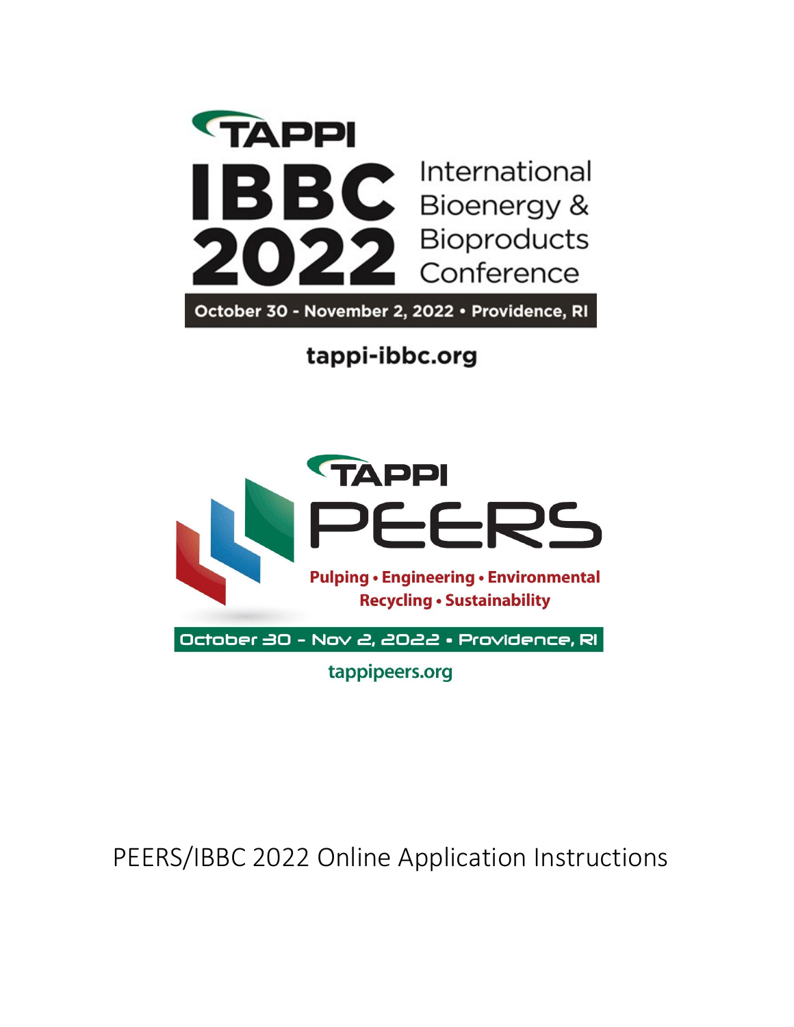TAPPI

# IBBC 2022

International Bioenergy & Bioproducts Conference

October 30 - November 2, 2022 • Providence, RI

tappi-ibbc.org

TAPPI

# PEERS

Pulping • Engineering • Environmental Recycling • Sustainability

October 30 - Nov 2, 2022 • Providence, RI

tappipeers.org

# PEERS/IBBC 2022 Online Application Instructions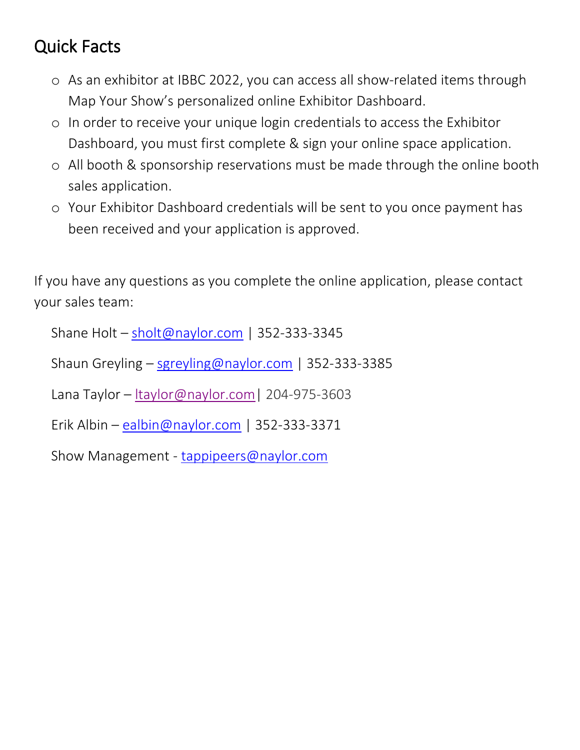## Quick Facts

- As an exhibitor at IBBC 2022, you can access all show-related items through Map Your Show's personalized online Exhibitor Dashboard.
- In order to receive your unique login credentials to access the Exhibitor Dashboard, you must first complete & sign your online space application.
- All booth & sponsorship reservations must be made through the online booth sales application.
- Your Exhibitor Dashboard credentials will be sent to you once payment has been received and your application is approved.

If you have any questions as you complete the online application, please contact your sales team:

Shane Holt – sholt@naylor.com | 352-333-3345

Shaun Greyling – sgreyling@naylor.com | 352-333-3385

Lana Taylor – ltaylor@naylor.com | 204-975-3603

Erik Albin – ealbin@naylor.com | 352-333-3371

Show Management - tappipeers@naylor.com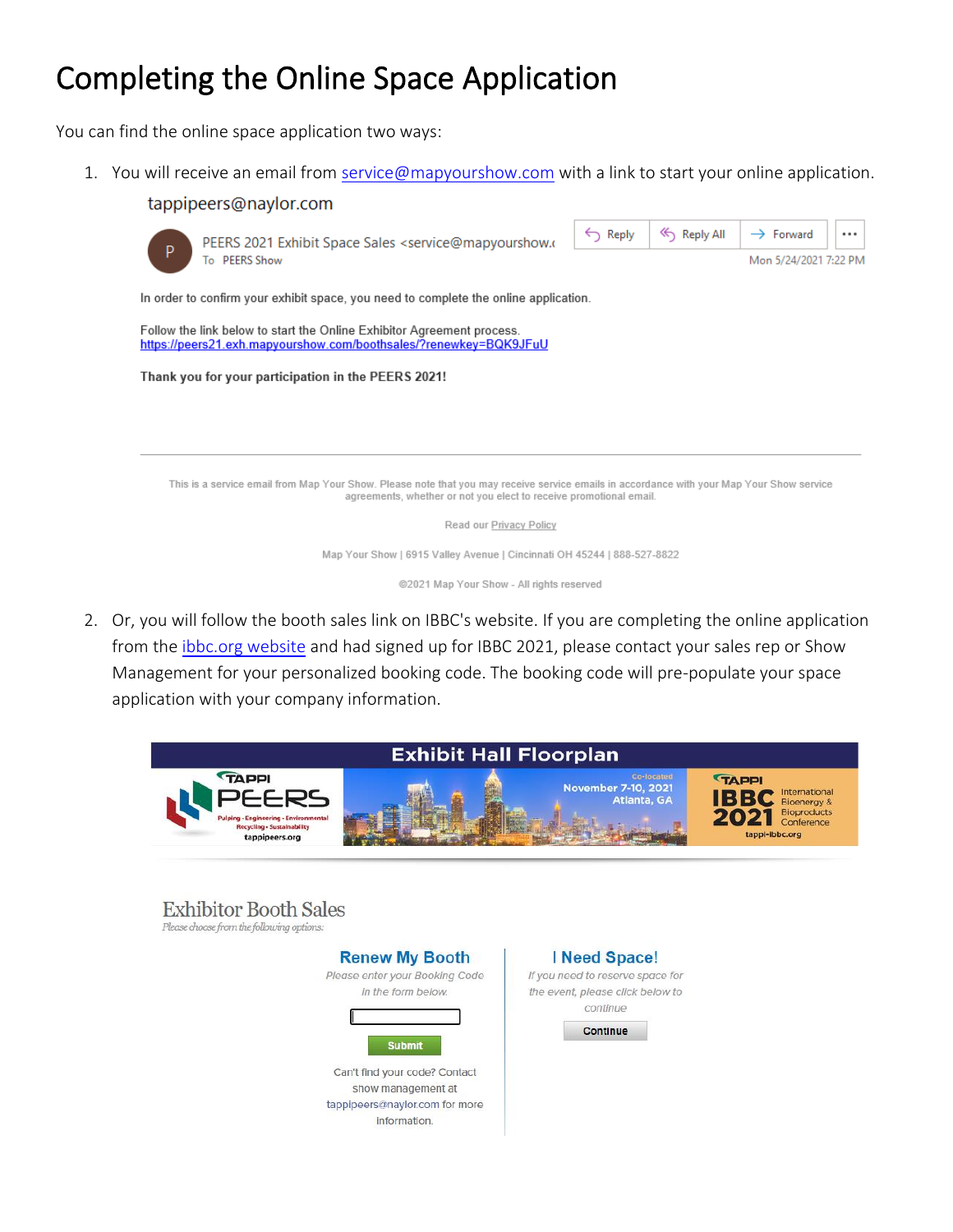# Completing the Online Space Application

You can find the online space application two ways:

1. You will receive an email from service@mapyourshow.com with a link to start your online application.

   tappipeers@naylor.com

   PEERS 2021 Exhibit Space Sales <service@mapyourshow.c
   To PEERS Show

   Reply | Reply All | Forward | ...

   Mon 5/24/2021 7:22 PM

   In order to confirm your exhibit space, you need to complete the online application.

   Follow the link below to start the Online Exhibitor Agreement process.
   https://peers21.exh.mapyourshow.com/boothsales/?renewkey=BQK9JFuU

   **Thank you for your participation in the PEERS 2021!**

   This is a service email from Map Your Show. Please note that you may receive service emails in accordance with your Map Your Show service agreements, whether or not you elect to receive promotional email.

   Read our Privacy Policy

   Map Your Show | 6915 Valley Avenue | Cincinnati OH 45244 | 888-527-8822

   ©2021 Map Your Show - All rights reserved

2. Or, you will follow the booth sales link on IBBC's website. If you are completing the online application from the ibbc.org website and had signed up for IBBC 2021, please contact your sales rep or Show Management for your personalized booking code. The booking code will pre-populate your space application with your company information.

   **Exhibit Hall Floorplan**

   TAPPI PEERS — Pulping · Engineering · Environmental · Recycling · Sustainability — tappipeers.org

   Co-located — November 7-10, 2021 — Atlanta, GA

   TAPPI IBBC 2021 — International Bioenergy & Bioproducts Conference — tappi-ibbc.org

   Exhibitor Booth Sales

   *Please choose from the following options:*

   | **Renew My Booth** | **I Need Space!** |
   | --- | --- |
   | *Please enter your Booking Code in the form below.* | *If you need to reserve space for the event, please click below to continue* |
   | [ ] Submit | Continue |
   | Can't find your code? Contact show management at tappipeers@naylor.com for more information. | |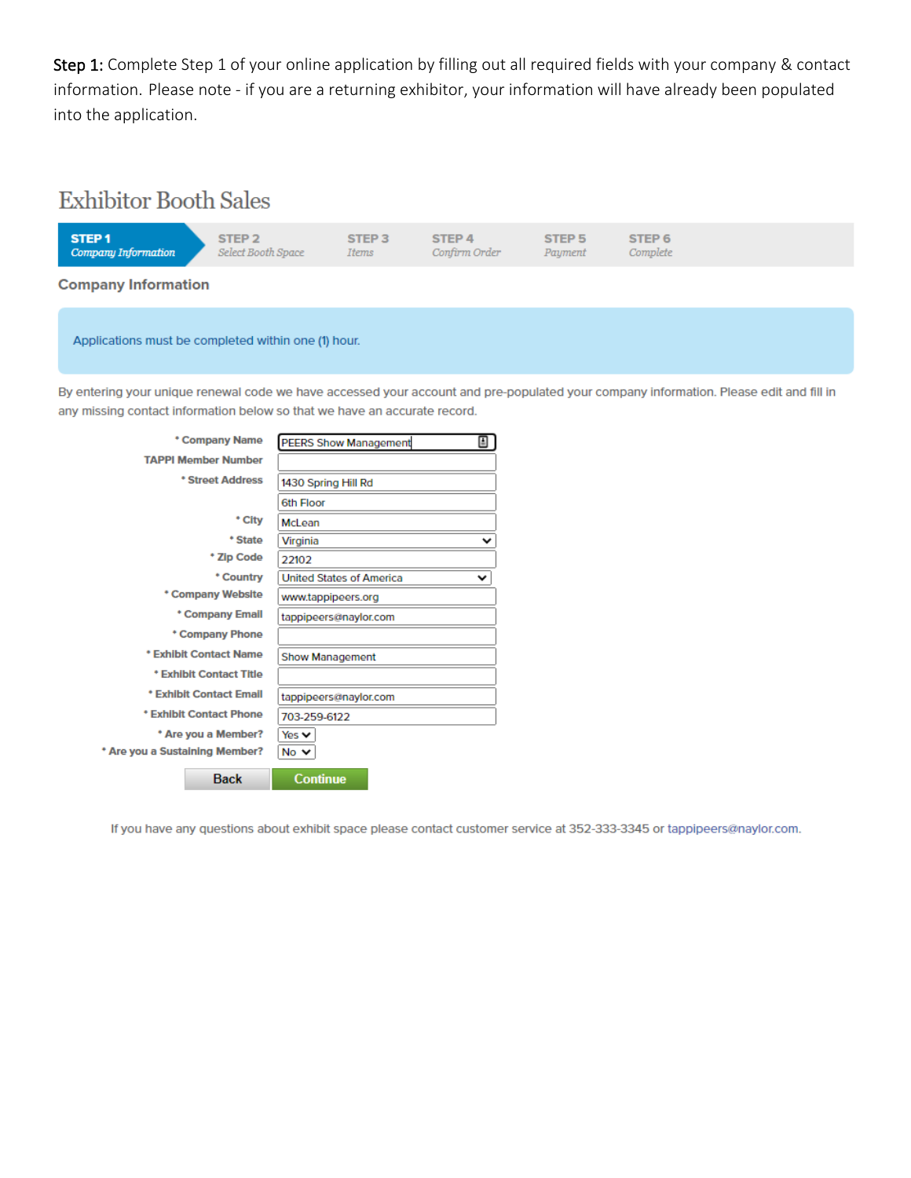**Step 1:** Complete Step 1 of your online application by filling out all required fields with your company & contact information. Please note - if you are a returning exhibitor, your information will have already been populated into the application.

# Exhibitor Booth Sales

**STEP 1** *Company Information* | **STEP 2** *Select Booth Space* | **STEP 3** *Items* | **STEP 4** *Confirm Order* | **STEP 5** *Payment* | **STEP 6** *Complete*

## Company Information

Applications must be completed within one (1) hour.

By entering your unique renewal code we have accessed your account and pre-populated your company information. Please edit and fill in any missing contact information below so that we have an accurate record.

| Field | Value |
|---|---|
| * Company Name | PEERS Show Management |
| TAPPI Member Number | |
| * Street Address | 1430 Spring Hill Rd |
| | 6th Floor |
| * City | McLean |
| * State | Virginia |
| * Zip Code | 22102 |
| * Country | United States of America |
| * Company Website | www.tappipeers.org |
| * Company Email | tappipeers@naylor.com |
| * Company Phone | |
| * Exhibit Contact Name | Show Management |
| * Exhibit Contact Title | |
| * Exhibit Contact Email | tappipeers@naylor.com |
| * Exhibit Contact Phone | 703-259-6122 |
| * Are you a Member? | Yes |
| * Are you a Sustaining Member? | No |

Back | Continue

If you have any questions about exhibit space please contact customer service at 352-333-3345 or tappipeers@naylor.com.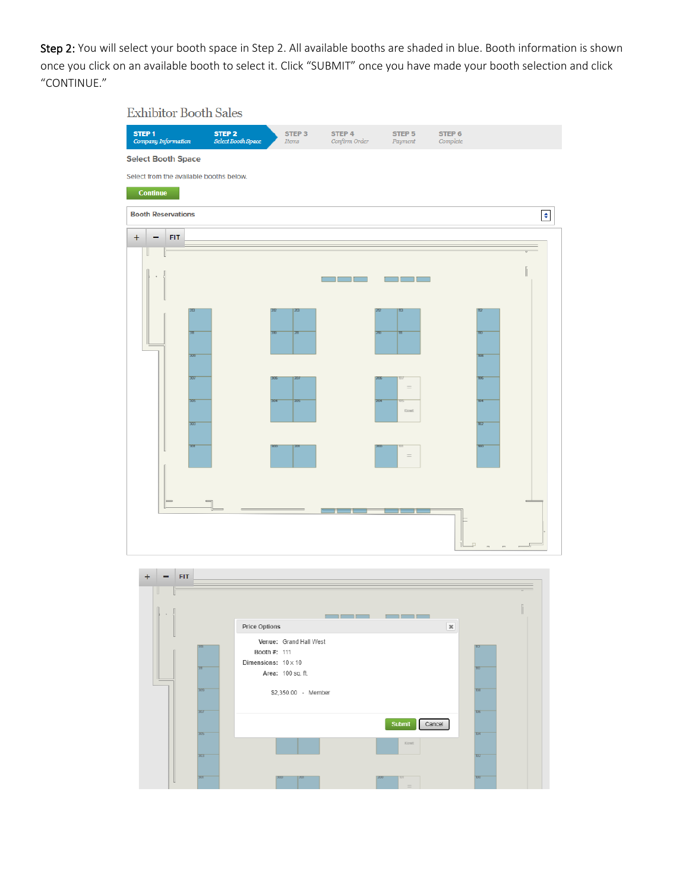**Step 2:** You will select your booth space in Step 2. All available booths are shaded in blue. Booth information is shown once you click on an available booth to select it. Click "SUBMIT" once you have made your booth selection and click "CONTINUE."

Exhibitor Booth Sales

**STEP 1** *Company Information* **STEP 2** *Select Booth Space* **STEP 3** *Items* **STEP 4** *Confirm Order* **STEP 5** *Payment* **STEP 6** *Complete*

**Select Booth Space**

Select from the available booths below.

**Continue**

**Booth Reservations**

Price Options

Venue: Grand Hall West
Booth #: 111
Dimensions: 10 x 10
Area: 100 sq. ft.

$2,350.00 - Member

Submit Cancel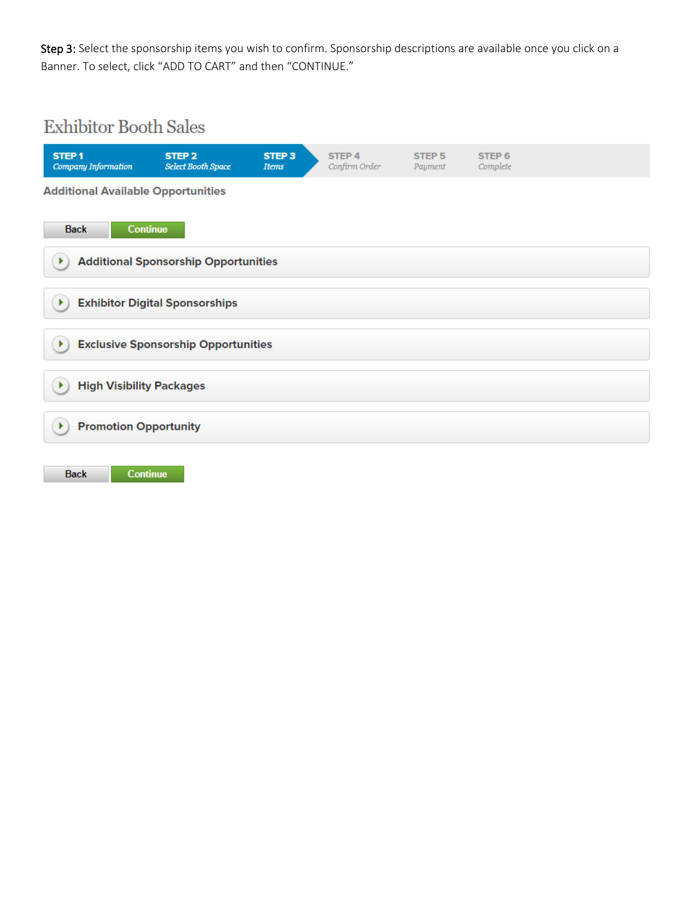**Step 3:** Select the sponsorship items you wish to confirm. Sponsorship descriptions are available once you click on a Banner. To select, click "ADD TO CART" and then "CONTINUE."

# Exhibitor Booth Sales

**STEP 1** *Company Information* | **STEP 2** *Select Booth Space* | **STEP 3** *Items* | **STEP 4** *Confirm Order* | **STEP 5** *Payment* | **STEP 6** *Complete*

### Additional Available Opportunities

Back | Continue

- **Additional Sponsorship Opportunities**
- **Exhibitor Digital Sponsorships**
- **Exclusive Sponsorship Opportunities**
- **High Visibility Packages**
- **Promotion Opportunity**

Back | Continue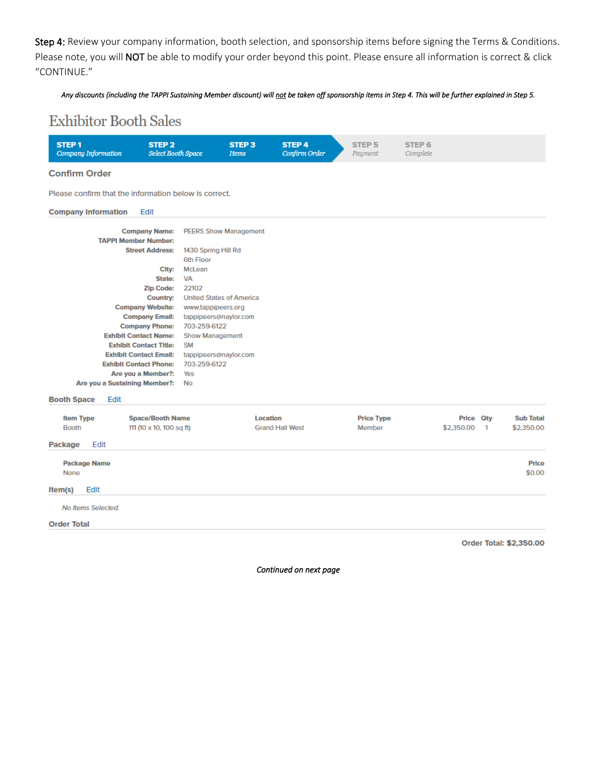**Step 4:** Review your company information, booth selection, and sponsorship items before signing the Terms & Conditions. Please note, you will **NOT** be able to modify your order beyond this point. Please ensure all information is correct & click "CONTINUE."

*Any discounts (including the TAPPI Sustaining Member discount) will not be taken off sponsorship items in Step 4. This will be further explained in Step 5.*

# Exhibitor Booth Sales

**STEP 1** *Company Information* | **STEP 2** *Select Booth Space* | **STEP 3** *Items* | **STEP 4** *Confirm Order* | STEP 5 *Payment* | STEP 6 *Complete*

## Confirm Order

Please confirm that the information below is correct.

### Company Information Edit

| | |
|---|---|
| **Company Name:** | PEERS Show Management |
| **TAPPI Member Number:** | |
| **Street Address:** | 1430 Spring Hill Rd<br>6th Floor |
| **City:** | McLean |
| **State:** | VA |
| **Zip Code:** | 22102 |
| **Country:** | United States of America |
| **Company Website:** | www.tappipeers.org |
| **Company Email:** | tappipeers@naylor.com |
| **Company Phone:** | 703-259-6122 |
| **Exhibit Contact Name:** | Show Management |
| **Exhibit Contact Title:** | SM |
| **Exhibit Contact Email:** | tappipeers@naylor.com |
| **Exhibit Contact Phone:** | 703-259-6122 |
| **Are you a Member?:** | Yes |
| **Are you a Sustaining Member?:** | No |

### Booth Space Edit

| Item Type | Space/Booth Name | Location | Price Type | Price | Qty | Sub Total |
|---|---|---|---|---|---|---|
| Booth | 111 (10 x 10, 100 sq ft) | Grand Hall West | Member | $2,350.00 | 1 | $2,350.00 |

### Package Edit

| Package Name | Price |
|---|---|
| None | $0.00 |

### Item(s) Edit

*No Items Selected.*

### Order Total

**Order Total: $2,350.00**

*Continued on next page*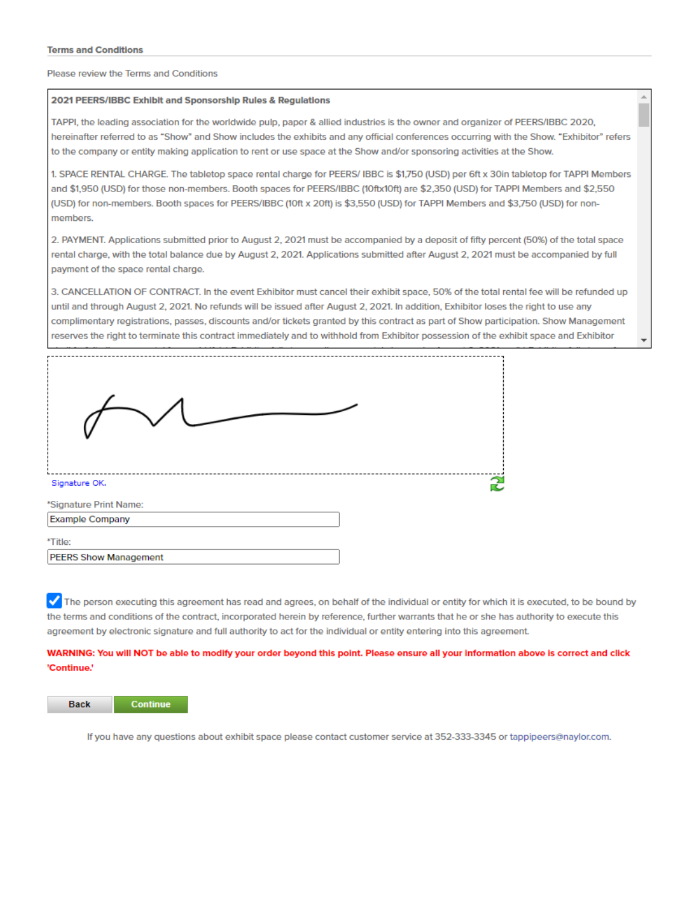### Terms and Conditions

Please review the Terms and Conditions

**2021 PEERS/IBBC Exhibit and Sponsorship Rules & Regulations**

TAPPI, the leading association for the worldwide pulp, paper & allied industries is the owner and organizer of PEERS/IBBC 2020, hereinafter referred to as "Show" and Show includes the exhibits and any official conferences occurring with the Show. "Exhibitor" refers to the company or entity making application to rent or use space at the Show and/or sponsoring activities at the Show.

1. SPACE RENTAL CHARGE. The tabletop space rental charge for PEERS/ IBBC is $1,750 (USD) per 6ft x 30in tabletop for TAPPI Members and $1,950 (USD) for those non-members. Booth spaces for PEERS/IBBC (10ftx10ft) are $2,350 (USD) for TAPPI Members and $2,550 (USD) for non-members. Booth spaces for PEERS/IBBC (10ft x 20ft) is $3,550 (USD) for TAPPI Members and $3,750 (USD) for non-members.

2. PAYMENT. Applications submitted prior to August 2, 2021 must be accompanied by a deposit of fifty percent (50%) of the total space rental charge, with the total balance due by August 2, 2021. Applications submitted after August 2, 2021 must be accompanied by full payment of the space rental charge.

3. CANCELLATION OF CONTRACT. In the event Exhibitor must cancel their exhibit space, 50% of the total rental fee will be refunded up until and through August 2, 2021. No refunds will be issued after August 2, 2021. In addition, Exhibitor loses the right to use any complimentary registrations, passes, discounts and/or tickets granted by this contract as part of Show participation. Show Management reserves the right to terminate this contract immediately and to withhold from Exhibitor possession of the exhibit space and Exhibitor

Signature OK.

*Signature Print Name:

Example Company

*Title:

PEERS Show Management

☑ The person executing this agreement has read and agrees, on behalf of the individual or entity for which it is executed, to be bound by the terms and conditions of the contract, incorporated herein by reference, further warrants that he or she has authority to execute this agreement by electronic signature and full authority to act for the individual or entity entering into this agreement.

**WARNING: You will NOT be able to modify your order beyond this point. Please ensure all your information above is correct and click 'Continue.'**

Back | Continue

If you have any questions about exhibit space please contact customer service at 352-333-3345 or tappipeers@naylor.com.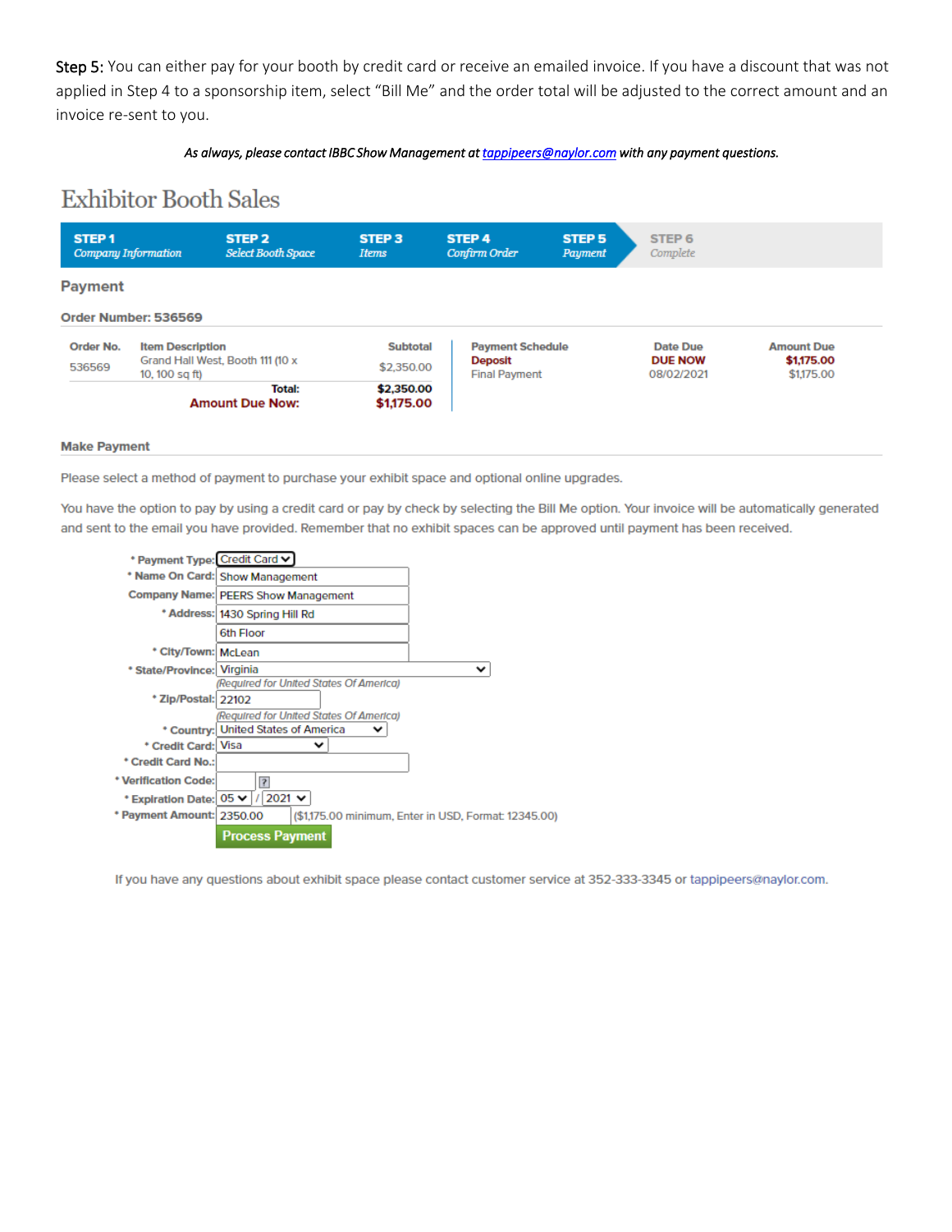**Step 5:** You can either pay for your booth by credit card or receive an emailed invoice. If you have a discount that was not applied in Step 4 to a sponsorship item, select "Bill Me" and the order total will be adjusted to the correct amount and an invoice re-sent to you.

*As always, please contact IBBC Show Management at tappipeers@naylor.com with any payment questions.*

# Exhibitor Booth Sales

**STEP 1** *Company Information* | **STEP 2** *Select Booth Space* | **STEP 3** *Items* | **STEP 4** *Confirm Order* | **STEP 5** *Payment* | **STEP 6** *Complete*

## Payment

**Order Number: 536569**

| Order No. | Item Description | Subtotal |
|---|---|---|
| 536569 | Grand Hall West, Booth 111 (10 x 10, 100 sq ft) | $2,350.00 |
| | **Total:** | **$2,350.00** |
| | **Amount Due Now:** | **$1,175.00** |

| Payment Schedule | Date Due | Amount Due |
|---|---|---|
| **Deposit** | **DUE NOW** | **$1,175.00** |
| Final Payment | 08/02/2021 | $1,175.00 |

**Make Payment**

Please select a method of payment to purchase your exhibit space and optional online upgrades.

You have the option to pay by using a credit card or pay by check by selecting the Bill Me option. Your invoice will be automatically generated and sent to the email you have provided. Remember that no exhibit spaces can be approved until payment has been received.

- \* **Payment Type:** Credit Card
- \* **Name On Card:** Show Management
- **Company Name:** PEERS Show Management
- \* **Address:** 1430 Spring Hill Rd
  6th Floor
- \* **City/Town:** McLean
- \* **State/Province:** Virginia (Required for United States Of America)
- \* **Zip/Postal:** 22102 (Required for United States Of America)
- \* **Country:** United States of America
- \* **Credit Card:** Visa
- \* **Credit Card No.:**
- \* **Verification Code:** ?
- \* **Expiration Date:** 05 / 2021
- \* **Payment Amount:** 2350.00 ($1,175.00 minimum, Enter in USD, Format: 12345.00)

**Process Payment**

If you have any questions about exhibit space please contact customer service at 352-333-3345 or tappipeers@naylor.com.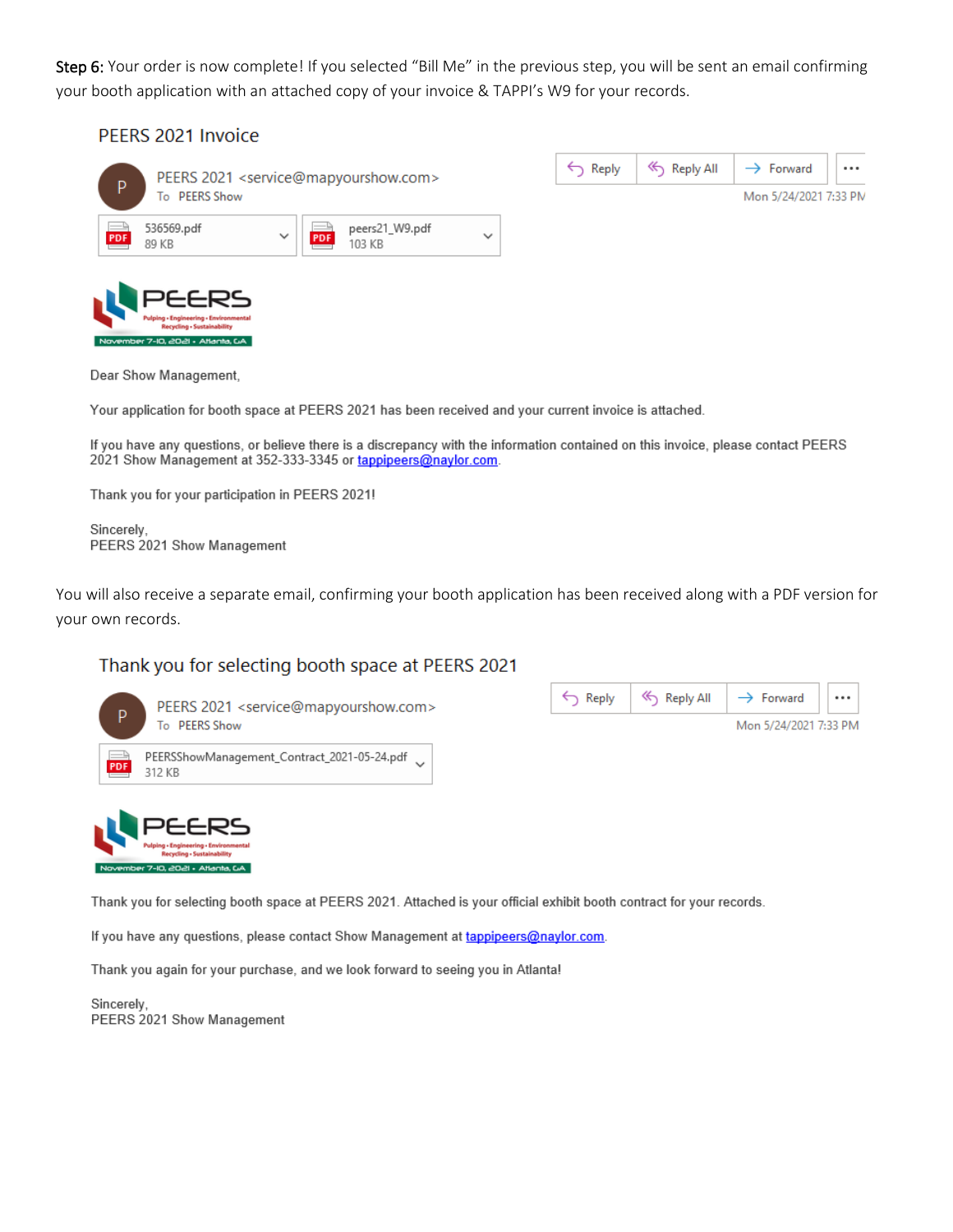**Step 6:** Your order is now complete! If you selected "Bill Me" in the previous step, you will be sent an email confirming your booth application with an attached copy of your invoice & TAPPI's W9 for your records.

PEERS 2021 Invoice

PEERS 2021 <service@mapyourshow.com>
To PEERS Show

Reply | Reply All | Forward | ...

Mon 5/24/2021 7:33 PM

536569.pdf
89 KB

peers21_W9.pdf
103 KB

PEERS
Pulping • Engineering • Environmental
Recycling • Sustainability
November 7-10, 2021 • Atlanta, GA

Dear Show Management,

Your application for booth space at PEERS 2021 has been received and your current invoice is attached.

If you have any questions, or believe there is a discrepancy with the information contained on this invoice, please contact PEERS 2021 Show Management at 352-333-3345 or tappipeers@naylor.com.

Thank you for your participation in PEERS 2021!

Sincerely,
PEERS 2021 Show Management

You will also receive a separate email, confirming your booth application has been received along with a PDF version for your own records.

Thank you for selecting booth space at PEERS 2021

PEERS 2021 <service@mapyourshow.com>
To PEERS Show

Reply | Reply All | Forward | ...

Mon 5/24/2021 7:33 PM

PEERSShowManagement_Contract_2021-05-24.pdf
312 KB

PEERS
Pulping • Engineering • Environmental
Recycling • Sustainability
November 7-10, 2021 • Atlanta, GA

Thank you for selecting booth space at PEERS 2021. Attached is your official exhibit booth contract for your records.

If you have any questions, please contact Show Management at tappipeers@naylor.com.

Thank you again for your purchase, and we look forward to seeing you in Atlanta!

Sincerely,
PEERS 2021 Show Management